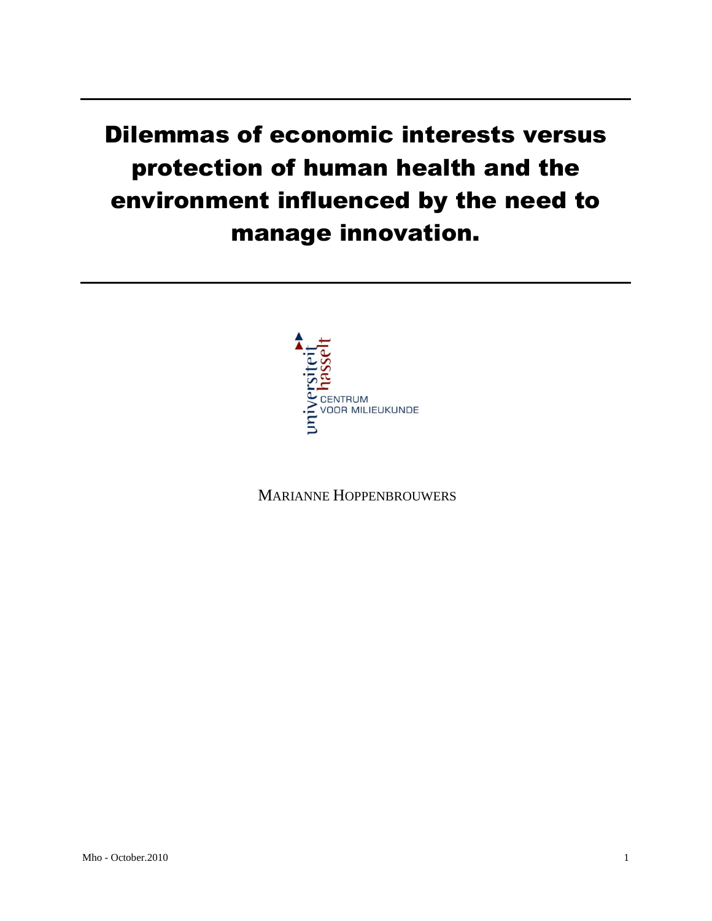# Dilemmas of economic interests versus protection of human health and the environment influenced by the need to manage innovation.

universiteit hasselt

CENTRUM VOOR MILIEUKUNDE

MARIANNE HOPPENBROUWERS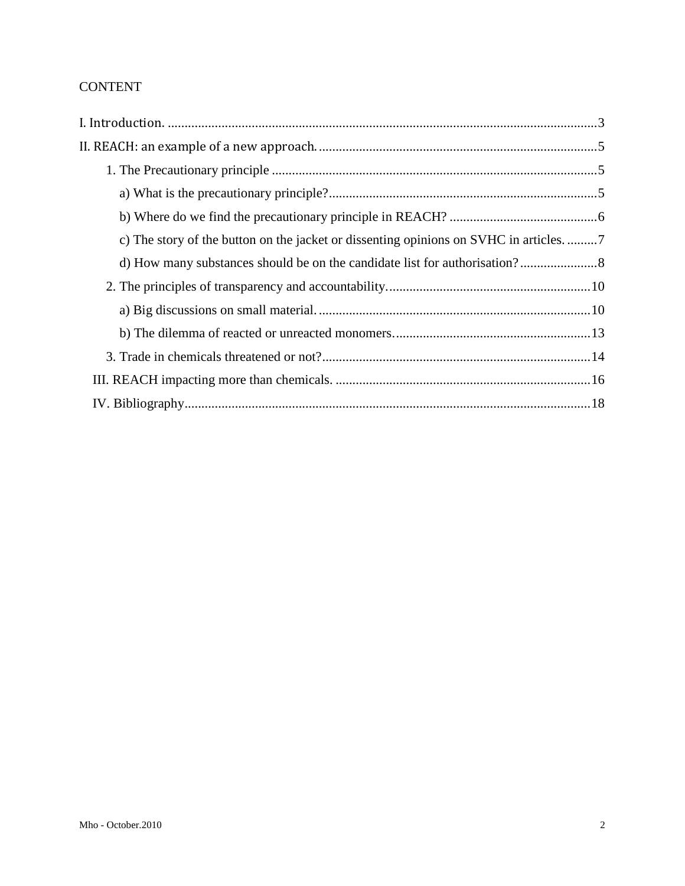CONTENT

I. Introduction. ........................................................................ 3

II. REACH: an example of a new approach. ........................................................................ 5

  1. The Precautionary principle ........................................................................ 5

    a) What is the precautionary principle? ........................................................................ 5

    b) Where do we find the precautionary principle in REACH? ........................................................................ 6

    c) The story of the button on the jacket or dissenting opinions on SVHC in articles. ........................................................................ 7

    d) How many substances should be on the candidate list for authorisation? ........................................................................ 8

  2. The principles of transparency and accountability. ........................................................................ 10

    a) Big discussions on small material. ........................................................................ 10

    b) The dilemma of reacted or unreacted monomers. ........................................................................ 13

  3. Trade in chemicals threatened or not? ........................................................................ 14

III. REACH impacting more than chemicals. ........................................................................ 16

IV. Bibliography ........................................................................ 18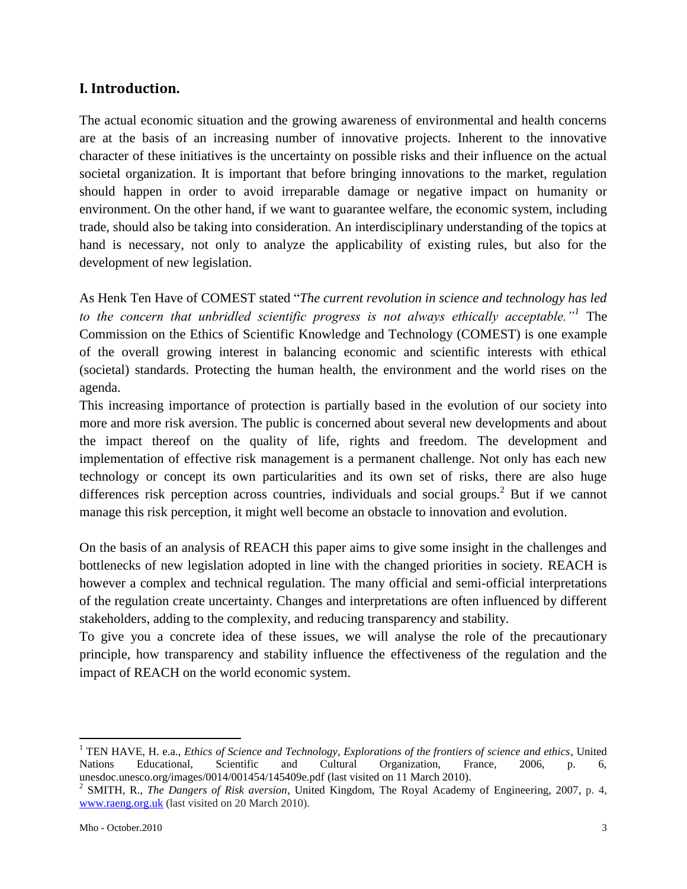## I. Introduction.

The actual economic situation and the growing awareness of environmental and health concerns are at the basis of an increasing number of innovative projects. Inherent to the innovative character of these initiatives is the uncertainty on possible risks and their influence on the actual societal organization. It is important that before bringing innovations to the market, regulation should happen in order to avoid irreparable damage or negative impact on humanity or environment. On the other hand, if we want to guarantee welfare, the economic system, including trade, should also be taking into consideration. An interdisciplinary understanding of the topics at hand is necessary, not only to analyze the applicability of existing rules, but also for the development of new legislation.

As Henk Ten Have of COMEST stated "*The current revolution in science and technology has led to the concern that unbridled scientific progress is not always ethically acceptable.*"[1] The Commission on the Ethics of Scientific Knowledge and Technology (COMEST) is one example of the overall growing interest in balancing economic and scientific interests with ethical (societal) standards. Protecting the human health, the environment and the world rises on the agenda.

This increasing importance of protection is partially based in the evolution of our society into more and more risk aversion. The public is concerned about several new developments and about the impact thereof on the quality of life, rights and freedom. The development and implementation of effective risk management is a permanent challenge. Not only has each new technology or concept its own particularities and its own set of risks, there are also huge differences risk perception across countries, individuals and social groups.[2] But if we cannot manage this risk perception, it might well become an obstacle to innovation and evolution.

On the basis of an analysis of REACH this paper aims to give some insight in the challenges and bottlenecks of new legislation adopted in line with the changed priorities in society. REACH is however a complex and technical regulation. The many official and semi-official interpretations of the regulation create uncertainty. Changes and interpretations are often influenced by different stakeholders, adding to the complexity, and reducing transparency and stability.

To give you a concrete idea of these issues, we will analyse the role of the precautionary principle, how transparency and stability influence the effectiveness of the regulation and the impact of REACH on the world economic system.

---

[1] TEN HAVE, H. e.a., *Ethics of Science and Technology, Explorations of the frontiers of science and ethics*, United Nations Educational, Scientific and Cultural Organization, France, 2006, p. 6, unesdoc.unesco.org/images/0014/001454/145409e.pdf (last visited on 11 March 2010).

[2] SMITH, R., *The Dangers of Risk aversion*, United Kingdom, The Royal Academy of Engineering, 2007, p. 4, www.raeng.org.uk (last visited on 20 March 2010).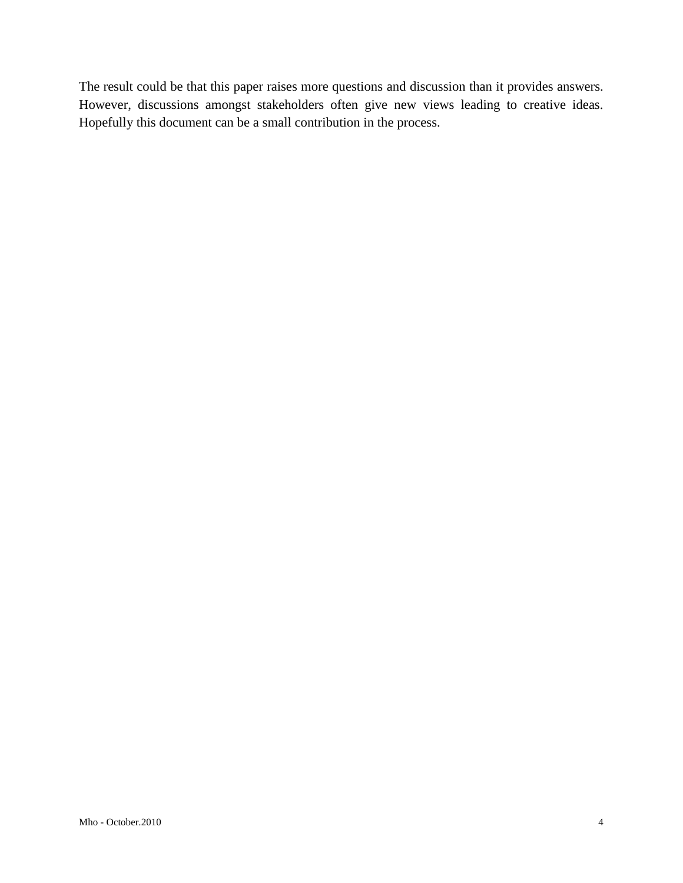The result could be that this paper raises more questions and discussion than it provides answers. However, discussions amongst stakeholders often give new views leading to creative ideas. Hopefully this document can be a small contribution in the process.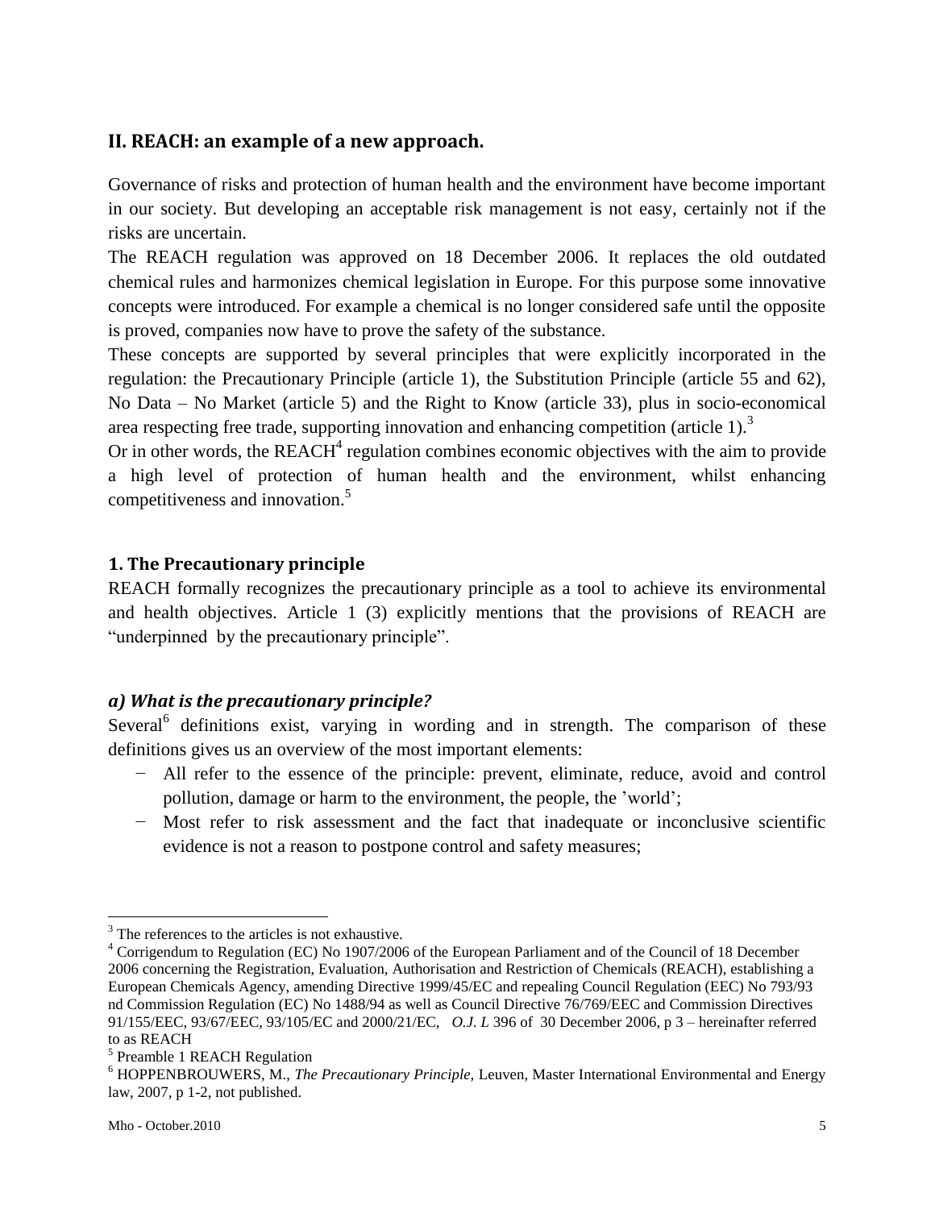## II. REACH: an example of a new approach.

Governance of risks and protection of human health and the environment have become important in our society. But developing an acceptable risk management is not easy, certainly not if the risks are uncertain.

The REACH regulation was approved on 18 December 2006. It replaces the old outdated chemical rules and harmonizes chemical legislation in Europe. For this purpose some innovative concepts were introduced. For example a chemical is no longer considered safe until the opposite is proved, companies now have to prove the safety of the substance.

These concepts are supported by several principles that were explicitly incorporated in the regulation: the Precautionary Principle (article 1), the Substitution Principle (article 55 and 62), No Data – No Market (article 5) and the Right to Know (article 33), plus in socio-economical area respecting free trade, supporting innovation and enhancing competition (article 1).[3]

Or in other words, the REACH[4] regulation combines economic objectives with the aim to provide a high level of protection of human health and the environment, whilst enhancing competitiveness and innovation.[5]

### 1. The Precautionary principle

REACH formally recognizes the precautionary principle as a tool to achieve its environmental and health objectives. Article 1 (3) explicitly mentions that the provisions of REACH are "underpinned by the precautionary principle".

#### *a) What is the precautionary principle?*

Several[6] definitions exist, varying in wording and in strength. The comparison of these definitions gives us an overview of the most important elements:

- All refer to the essence of the principle: prevent, eliminate, reduce, avoid and control pollution, damage or harm to the environment, the people, the 'world';
- Most refer to risk assessment and the fact that inadequate or inconclusive scientific evidence is not a reason to postpone control and safety measures;

---

[3] The references to the articles is not exhaustive.

[4] Corrigendum to Regulation (EC) No 1907/2006 of the European Parliament and of the Council of 18 December 2006 concerning the Registration, Evaluation, Authorisation and Restriction of Chemicals (REACH), establishing a European Chemicals Agency, amending Directive 1999/45/EC and repealing Council Regulation (EEC) No 793/93 nd Commission Regulation (EC) No 1488/94 as well as Council Directive 76/769/EEC and Commission Directives 91/155/EEC, 93/67/EEC, 93/105/EC and 2000/21/EC, *O.J. L* 396 of 30 December 2006, p 3 – hereinafter referred to as REACH

[5] Preamble 1 REACH Regulation

[6] HOPPENBROUWERS, M., *The Precautionary Principle,* Leuven, Master International Environmental and Energy law, 2007, p 1-2, not published.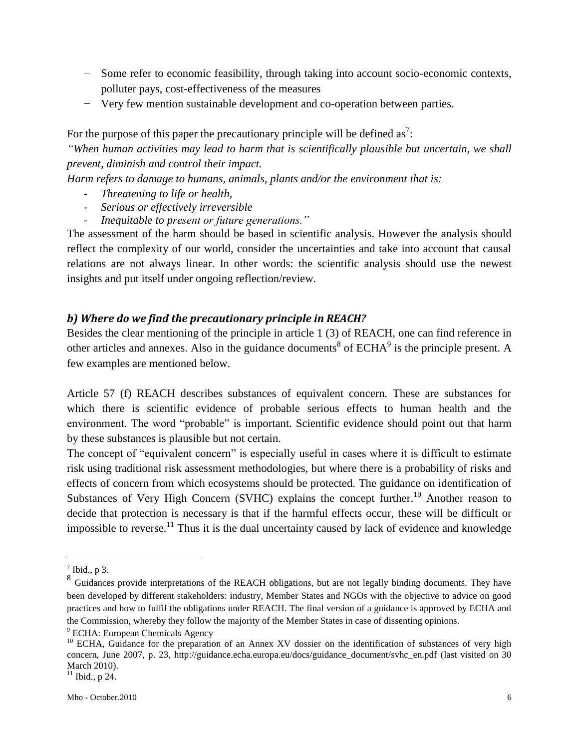- Some refer to economic feasibility, through taking into account socio-economic contexts, polluter pays, cost-effectiveness of the measures
- Very few mention sustainable development and co-operation between parties.

For the purpose of this paper the precautionary principle will be defined as[7]:

*"When human activities may lead to harm that is scientifically plausible but uncertain, we shall prevent, diminish and control their impact.*

*Harm refers to damage to humans, animals, plants and/or the environment that is:*

- *Threatening to life or health,*
- *Serious or effectively irreversible*
- *Inequitable to present or future generations."*

The assessment of the harm should be based in scientific analysis. However the analysis should reflect the complexity of our world, consider the uncertainties and take into account that causal relations are not always linear. In other words: the scientific analysis should use the newest insights and put itself under ongoing reflection/review.

### *b) Where do we find the precautionary principle in REACH?*

Besides the clear mentioning of the principle in article 1 (3) of REACH, one can find reference in other articles and annexes. Also in the guidance documents[8] of ECHA[9] is the principle present. A few examples are mentioned below.

Article 57 (f) REACH describes substances of equivalent concern. These are substances for which there is scientific evidence of probable serious effects to human health and the environment. The word "probable" is important. Scientific evidence should point out that harm by these substances is plausible but not certain.

The concept of "equivalent concern" is especially useful in cases where it is difficult to estimate risk using traditional risk assessment methodologies, but where there is a probability of risks and effects of concern from which ecosystems should be protected. The guidance on identification of Substances of Very High Concern (SVHC) explains the concept further.[10] Another reason to decide that protection is necessary is that if the harmful effects occur, these will be difficult or impossible to reverse.[11] Thus it is the dual uncertainty caused by lack of evidence and knowledge

---

[7] Ibid., p 3.

[8] Guidances provide interpretations of the REACH obligations, but are not legally binding documents. They have been developed by different stakeholders: industry, Member States and NGOs with the objective to advice on good practices and how to fulfil the obligations under REACH. The final version of a guidance is approved by ECHA and the Commission, whereby they follow the majority of the Member States in case of dissenting opinions.

[9] ECHA: European Chemicals Agency

[10] ECHA, Guidance for the preparation of an Annex XV dossier on the identification of substances of very high concern, June 2007, p. 23, http://guidance.echa.europa.eu/docs/guidance_document/svhc_en.pdf (last visited on 30 March 2010).

[11] Ibid., p 24.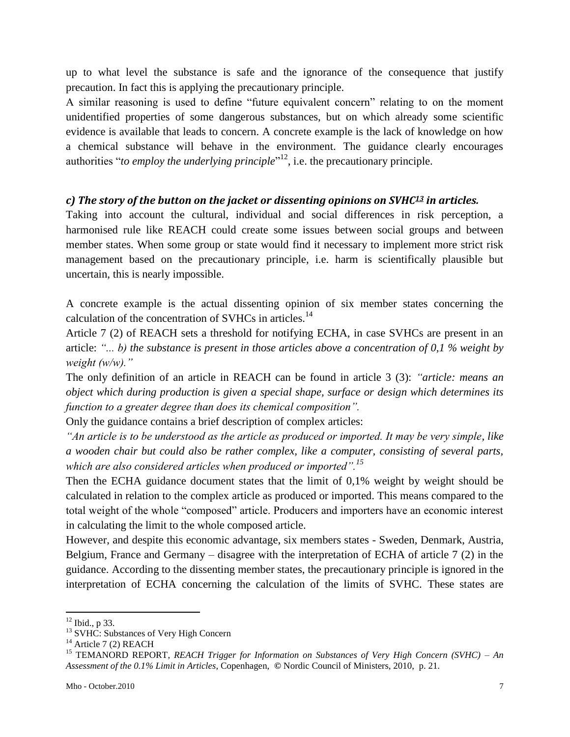up to what level the substance is safe and the ignorance of the consequence that justify precaution. In fact this is applying the precautionary principle.

A similar reasoning is used to define "future equivalent concern" relating to on the moment unidentified properties of some dangerous substances, but on which already some scientific evidence is available that leads to concern. A concrete example is the lack of knowledge on how a chemical substance will behave in the environment. The guidance clearly encourages authorities "*to employ the underlying principle*"[12], i.e. the precautionary principle.

### *c) The story of the button on the jacket or dissenting opinions on SVHC[13] in articles.*

Taking into account the cultural, individual and social differences in risk perception, a harmonised rule like REACH could create some issues between social groups and between member states. When some group or state would find it necessary to implement more strict risk management based on the precautionary principle, i.e. harm is scientifically plausible but uncertain, this is nearly impossible.

A concrete example is the actual dissenting opinion of six member states concerning the calculation of the concentration of SVHCs in articles.[14]

Article 7 (2) of REACH sets a threshold for notifying ECHA, in case SVHCs are present in an article: *"... b) the substance is present in those articles above a concentration of 0,1 % weight by weight (w/w)."*

The only definition of an article in REACH can be found in article 3 (3): *"article: means an object which during production is given a special shape, surface or design which determines its function to a greater degree than does its chemical composition".*

Only the guidance contains a brief description of complex articles:

*"An article is to be understood as the article as produced or imported. It may be very simple, like a wooden chair but could also be rather complex, like a computer, consisting of several parts, which are also considered articles when produced or imported".[15]*

Then the ECHA guidance document states that the limit of 0,1% weight by weight should be calculated in relation to the complex article as produced or imported. This means compared to the total weight of the whole "composed" article. Producers and importers have an economic interest in calculating the limit to the whole composed article.

However, and despite this economic advantage, six members states - Sweden, Denmark, Austria, Belgium, France and Germany – disagree with the interpretation of ECHA of article 7 (2) in the guidance. According to the dissenting member states, the precautionary principle is ignored in the interpretation of ECHA concerning the calculation of the limits of SVHC. These states are

---

[12] Ibid., p 33.

[13] SVHC: Substances of Very High Concern

[14] Article 7 (2) REACH

[15] TEMANORD REPORT, *REACH Trigger for Information on Substances of Very High Concern (SVHC) – An Assessment of the 0.1% Limit in Articles*, Copenhagen, © Nordic Council of Ministers, 2010, p. 21.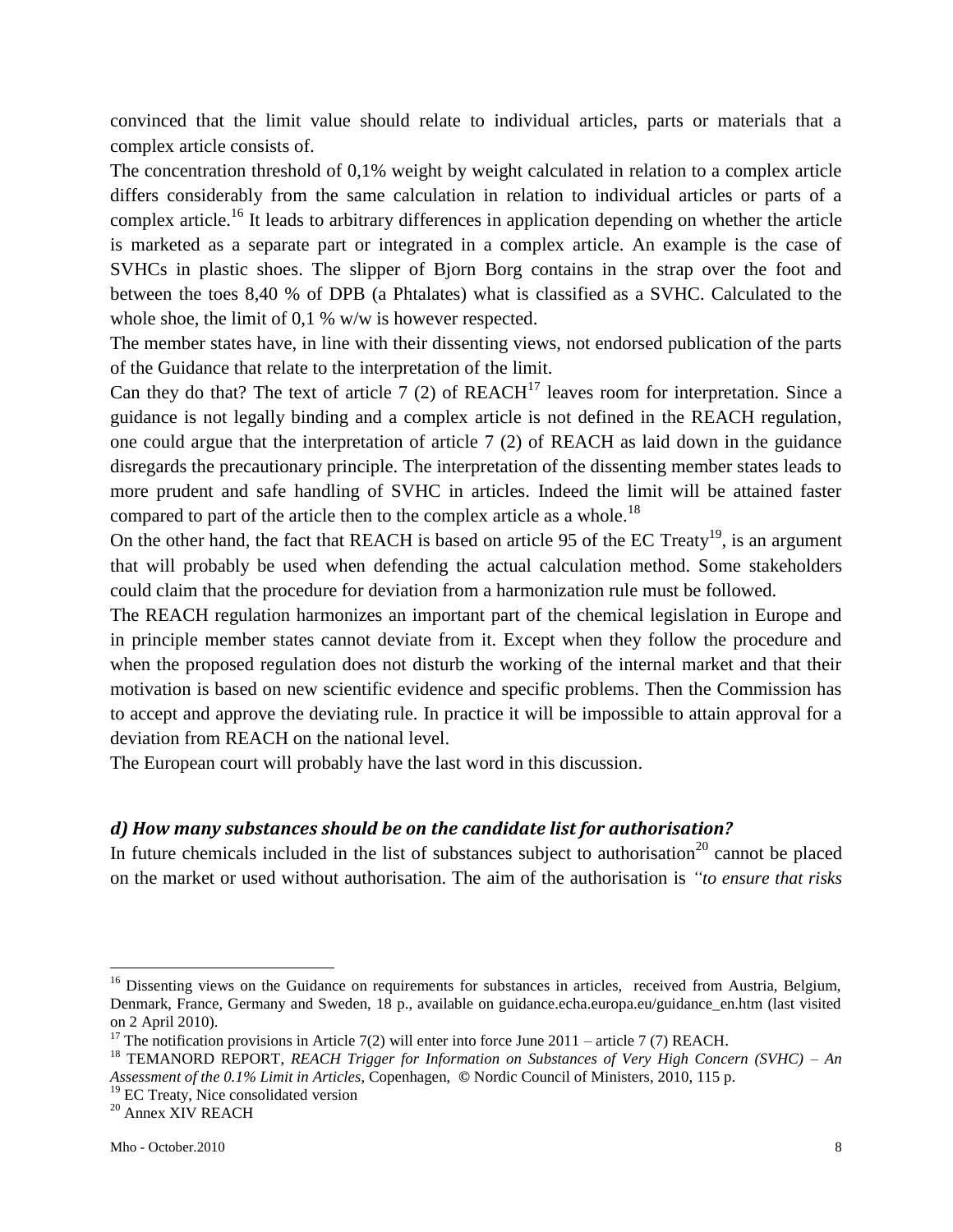convinced that the limit value should relate to individual articles, parts or materials that a complex article consists of.

The concentration threshold of 0,1% weight by weight calculated in relation to a complex article differs considerably from the same calculation in relation to individual articles or parts of a complex article.[16] It leads to arbitrary differences in application depending on whether the article is marketed as a separate part or integrated in a complex article. An example is the case of SVHCs in plastic shoes. The slipper of Bjorn Borg contains in the strap over the foot and between the toes 8,40 % of DPB (a Phtalates) what is classified as a SVHC. Calculated to the whole shoe, the limit of 0,1 % w/w is however respected.

The member states have, in line with their dissenting views, not endorsed publication of the parts of the Guidance that relate to the interpretation of the limit.

Can they do that? The text of article 7 (2) of REACH[17] leaves room for interpretation. Since a guidance is not legally binding and a complex article is not defined in the REACH regulation, one could argue that the interpretation of article 7 (2) of REACH as laid down in the guidance disregards the precautionary principle. The interpretation of the dissenting member states leads to more prudent and safe handling of SVHC in articles. Indeed the limit will be attained faster compared to part of the article then to the complex article as a whole.[18]

On the other hand, the fact that REACH is based on article 95 of the EC Treaty[19], is an argument that will probably be used when defending the actual calculation method. Some stakeholders could claim that the procedure for deviation from a harmonization rule must be followed.

The REACH regulation harmonizes an important part of the chemical legislation in Europe and in principle member states cannot deviate from it. Except when they follow the procedure and when the proposed regulation does not disturb the working of the internal market and that their motivation is based on new scientific evidence and specific problems. Then the Commission has to accept and approve the deviating rule. In practice it will be impossible to attain approval for a deviation from REACH on the national level.

The European court will probably have the last word in this discussion.

### *d) How many substances should be on the candidate list for authorisation?*

In future chemicals included in the list of substances subject to authorisation[20] cannot be placed on the market or used without authorisation. The aim of the authorisation is *"to ensure that risks*

---

[16] Dissenting views on the Guidance on requirements for substances in articles, received from Austria, Belgium, Denmark, France, Germany and Sweden, 18 p., available on guidance.echa.europa.eu/guidance_en.htm (last visited on 2 April 2010).

[17] The notification provisions in Article 7(2) will enter into force June 2011 – article 7 (7) REACH.

[18] TEMANORD REPORT, *REACH Trigger for Information on Substances of Very High Concern (SVHC) – An Assessment of the 0.1% Limit in Articles*, Copenhagen, © Nordic Council of Ministers, 2010, 115 p.

[19] EC Treaty, Nice consolidated version

[20] Annex XIV REACH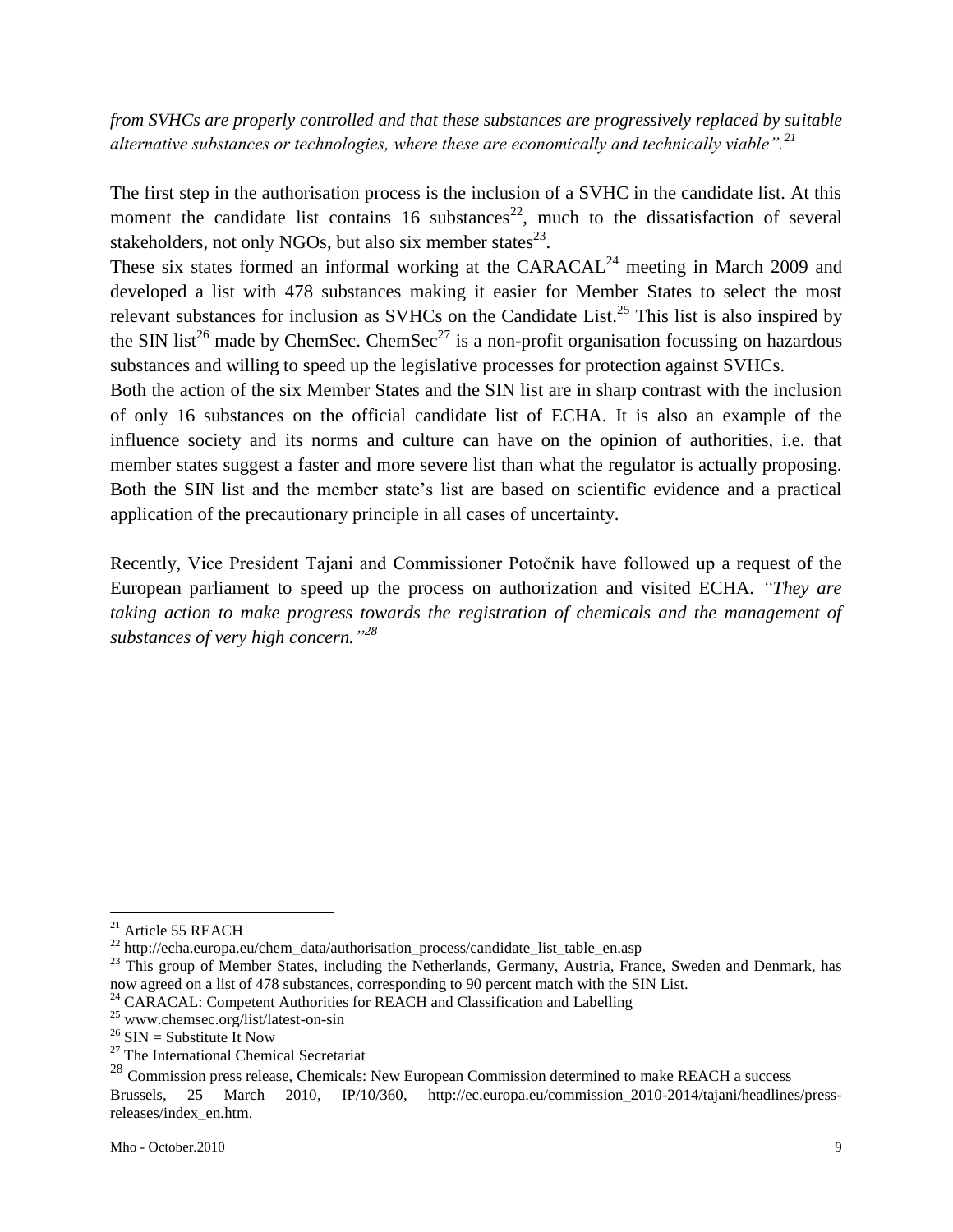*from SVHCs are properly controlled and that these substances are progressively replaced by suitable alternative substances or technologies, where these are economically and technically viable".*[21]

The first step in the authorisation process is the inclusion of a SVHC in the candidate list. At this moment the candidate list contains 16 substances[22], much to the dissatisfaction of several stakeholders, not only NGOs, but also six member states[23].

These six states formed an informal working at the CARACAL[24] meeting in March 2009 and developed a list with 478 substances making it easier for Member States to select the most relevant substances for inclusion as SVHCs on the Candidate List.[25] This list is also inspired by the SIN list[26] made by ChemSec. ChemSec[27] is a non-profit organisation focussing on hazardous substances and willing to speed up the legislative processes for protection against SVHCs.

Both the action of the six Member States and the SIN list are in sharp contrast with the inclusion of only 16 substances on the official candidate list of ECHA. It is also an example of the influence society and its norms and culture can have on the opinion of authorities, i.e. that member states suggest a faster and more severe list than what the regulator is actually proposing. Both the SIN list and the member state's list are based on scientific evidence and a practical application of the precautionary principle in all cases of uncertainty.

Recently, Vice President Tajani and Commissioner Potočnik have followed up a request of the European parliament to speed up the process on authorization and visited ECHA. *"They are taking action to make progress towards the registration of chemicals and the management of substances of very high concern."*[28]

---

[21] Article 55 REACH

[22] http://echa.europa.eu/chem_data/authorisation_process/candidate_list_table_en.asp

[23] This group of Member States, including the Netherlands, Germany, Austria, France, Sweden and Denmark, has now agreed on a list of 478 substances, corresponding to 90 percent match with the SIN List.

[24] CARACAL: Competent Authorities for REACH and Classification and Labelling

[25] www.chemsec.org/list/latest-on-sin

[26] SIN = Substitute It Now

[27] The International Chemical Secretariat

[28] Commission press release, Chemicals: New European Commission determined to make REACH a success Brussels, 25 March 2010, IP/10/360, http://ec.europa.eu/commission_2010-2014/tajani/headlines/press-releases/index_en.htm.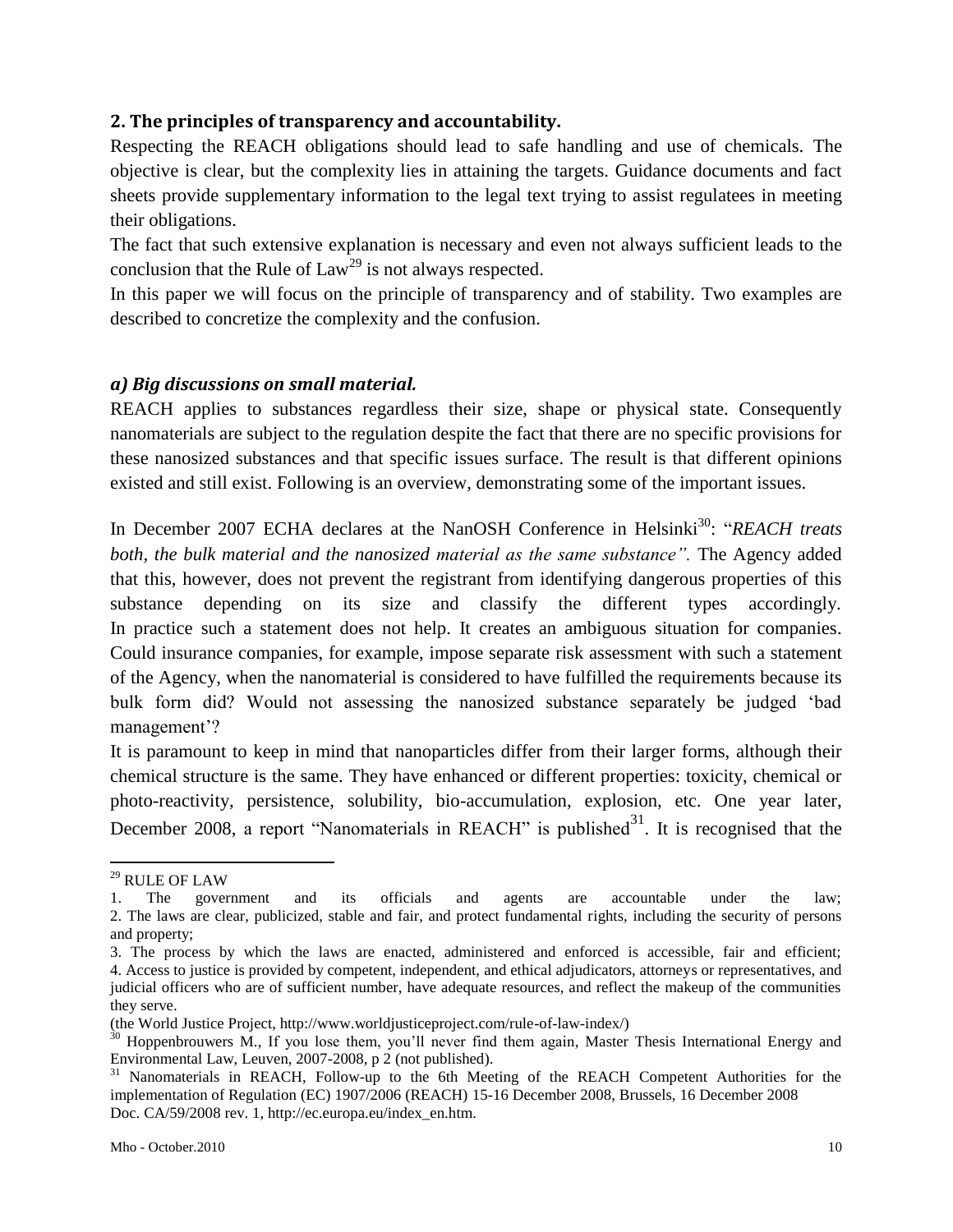## 2. The principles of transparency and accountability.

Respecting the REACH obligations should lead to safe handling and use of chemicals. The objective is clear, but the complexity lies in attaining the targets. Guidance documents and fact sheets provide supplementary information to the legal text trying to assist regulatees in meeting their obligations.

The fact that such extensive explanation is necessary and even not always sufficient leads to the conclusion that the Rule of Law[29] is not always respected.

In this paper we will focus on the principle of transparency and of stability. Two examples are described to concretize the complexity and the confusion.

### *a) Big discussions on small material.*

REACH applies to substances regardless their size, shape or physical state. Consequently nanomaterials are subject to the regulation despite the fact that there are no specific provisions for these nanosized substances and that specific issues surface. The result is that different opinions existed and still exist. Following is an overview, demonstrating some of the important issues.

In December 2007 ECHA declares at the NanOSH Conference in Helsinki[30]: "*REACH treats both, the bulk material and the nanosized material as the same substance".* The Agency added that this, however, does not prevent the registrant from identifying dangerous properties of this substance depending on its size and classify the different types accordingly. In practice such a statement does not help. It creates an ambiguous situation for companies. Could insurance companies, for example, impose separate risk assessment with such a statement of the Agency, when the nanomaterial is considered to have fulfilled the requirements because its bulk form did? Would not assessing the nanosized substance separately be judged 'bad management'?

It is paramount to keep in mind that nanoparticles differ from their larger forms, although their chemical structure is the same. They have enhanced or different properties: toxicity, chemical or photo-reactivity, persistence, solubility, bio-accumulation, explosion, etc. One year later, December 2008, a report "Nanomaterials in REACH" is published[31]. It is recognised that the

---

[29] RULE OF LAW

1. The government and its officials and agents are accountable under the law;
2. The laws are clear, publicized, stable and fair, and protect fundamental rights, including the security of persons and property;
3. The process by which the laws are enacted, administered and enforced is accessible, fair and efficient;
4. Access to justice is provided by competent, independent, and ethical adjudicators, attorneys or representatives, and judicial officers who are of sufficient number, have adequate resources, and reflect the makeup of the communities they serve.

(the World Justice Project, http://www.worldjusticeproject.com/rule-of-law-index/)

[30] Hoppenbrouwers M., If you lose them, you'll never find them again, Master Thesis International Energy and Environmental Law, Leuven, 2007-2008, p 2 (not published).

[31] Nanomaterials in REACH, Follow-up to the 6th Meeting of the REACH Competent Authorities for the implementation of Regulation (EC) 1907/2006 (REACH) 15-16 December 2008, Brussels, 16 December 2008 Doc. CA/59/2008 rev. 1, http://ec.europa.eu/index_en.htm.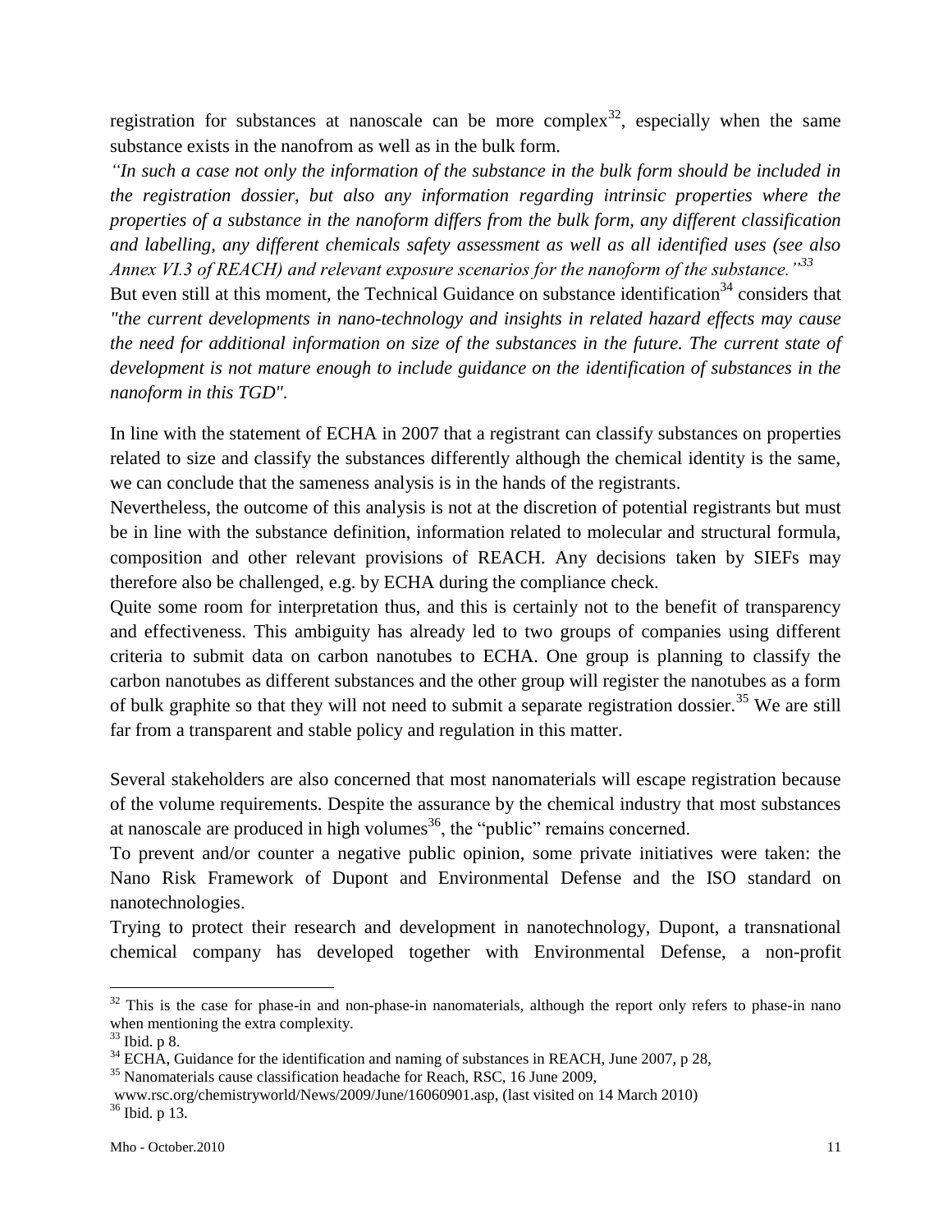registration for substances at nanoscale can be more complex[32], especially when the same substance exists in the nanofrom as well as in the bulk form.

*"In such a case not only the information of the substance in the bulk form should be included in the registration dossier, but also any information regarding intrinsic properties where the properties of a substance in the nanoform differs from the bulk form, any different classification and labelling, any different chemicals safety assessment as well as all identified uses (see also Annex VI.3 of REACH) and relevant exposure scenarios for the nanoform of the substance."*[33]

But even still at this moment, the Technical Guidance on substance identification[34] considers that *"the current developments in nano-technology and insights in related hazard effects may cause the need for additional information on size of the substances in the future. The current state of development is not mature enough to include guidance on the identification of substances in the nanoform in this TGD".*

In line with the statement of ECHA in 2007 that a registrant can classify substances on properties related to size and classify the substances differently although the chemical identity is the same, we can conclude that the sameness analysis is in the hands of the registrants.

Nevertheless, the outcome of this analysis is not at the discretion of potential registrants but must be in line with the substance definition, information related to molecular and structural formula, composition and other relevant provisions of REACH. Any decisions taken by SIEFs may therefore also be challenged, e.g. by ECHA during the compliance check.

Quite some room for interpretation thus, and this is certainly not to the benefit of transparency and effectiveness. This ambiguity has already led to two groups of companies using different criteria to submit data on carbon nanotubes to ECHA. One group is planning to classify the carbon nanotubes as different substances and the other group will register the nanotubes as a form of bulk graphite so that they will not need to submit a separate registration dossier.[35] We are still far from a transparent and stable policy and regulation in this matter.

Several stakeholders are also concerned that most nanomaterials will escape registration because of the volume requirements. Despite the assurance by the chemical industry that most substances at nanoscale are produced in high volumes[36], the "public" remains concerned.

To prevent and/or counter a negative public opinion, some private initiatives were taken: the Nano Risk Framework of Dupont and Environmental Defense and the ISO standard on nanotechnologies.

Trying to protect their research and development in nanotechnology, Dupont, a transnational chemical company has developed together with Environmental Defense, a non-profit

---

[32] This is the case for phase-in and non-phase-in nanomaterials, although the report only refers to phase-in nano when mentioning the extra complexity.

[33] Ibid. p 8.

[34] ECHA, Guidance for the identification and naming of substances in REACH, June 2007, p 28,

[35] Nanomaterials cause classification headache for Reach, RSC, 16 June 2009, www.rsc.org/chemistryworld/News/2009/June/16060901.asp, (last visited on 14 March 2010)

[36] Ibid. p 13.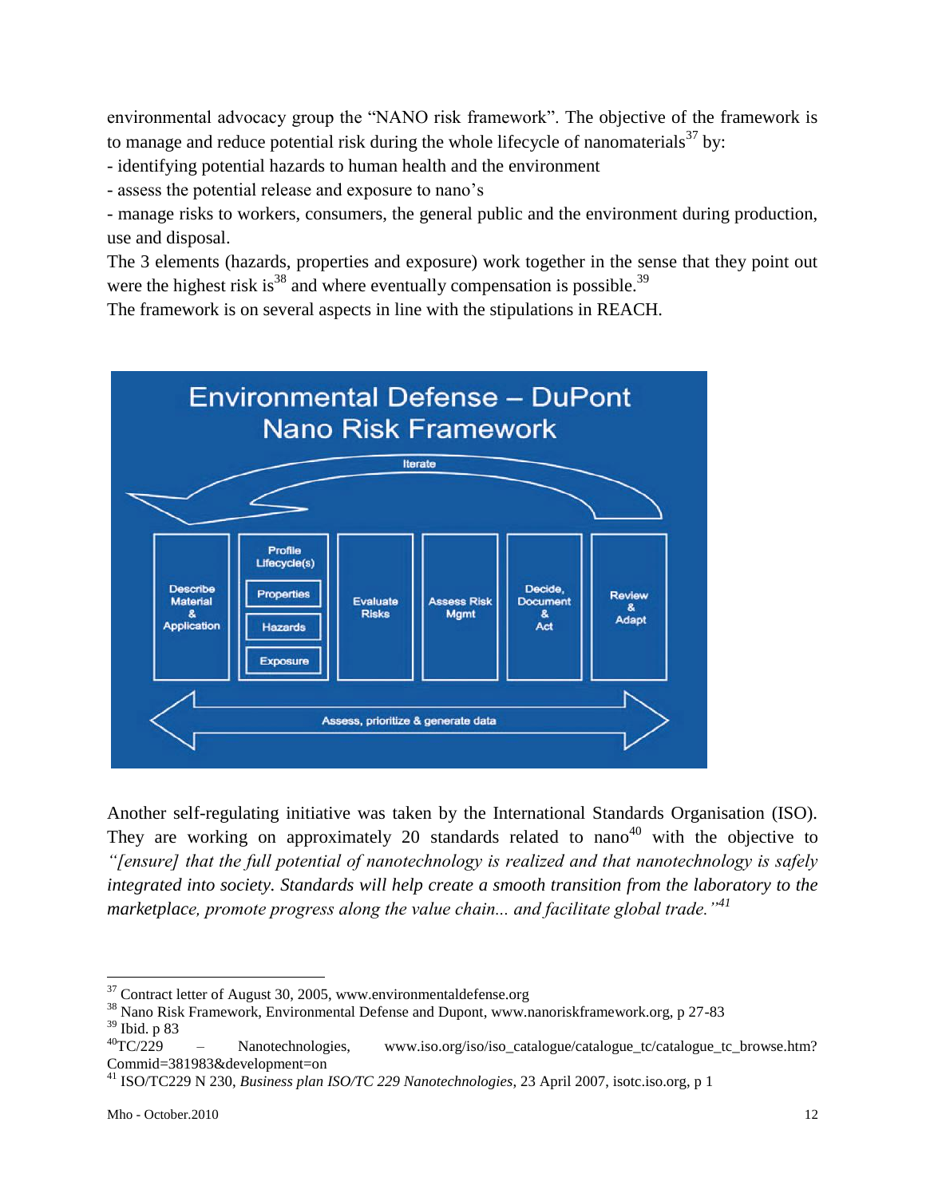environmental advocacy group the "NANO risk framework". The objective of the framework is to manage and reduce potential risk during the whole lifecycle of nanomaterials[37] by:

- identifying potential hazards to human health and the environment
- assess the potential release and exposure to nano's
- manage risks to workers, consumers, the general public and the environment during production, use and disposal.

The 3 elements (hazards, properties and exposure) work together in the sense that they point out were the highest risk is[38] and where eventually compensation is possible.[39]

The framework is on several aspects in line with the stipulations in REACH.

Another self-regulating initiative was taken by the International Standards Organisation (ISO). They are working on approximately 20 standards related to nano[40] with the objective to *"[ensure] that the full potential of nanotechnology is realized and that nanotechnology is safely integrated into society. Standards will help create a smooth transition from the laboratory to the marketplace, promote progress along the value chain... and facilitate global trade."*[41]

---

[37] Contract letter of August 30, 2005, www.environmentaldefense.org

[38] Nano Risk Framework, Environmental Defense and Dupont, www.nanoriskframework.org, p 27-83

[39] Ibid. p 83

[40] TC/229 – Nanotechnologies, www.iso.org/iso/iso_catalogue/catalogue_tc/catalogue_tc_browse.htm?Commid=381983&development=on

[41] ISO/TC229 N 230, *Business plan ISO/TC 229 Nanotechnologies*, 23 April 2007, isotc.iso.org, p 1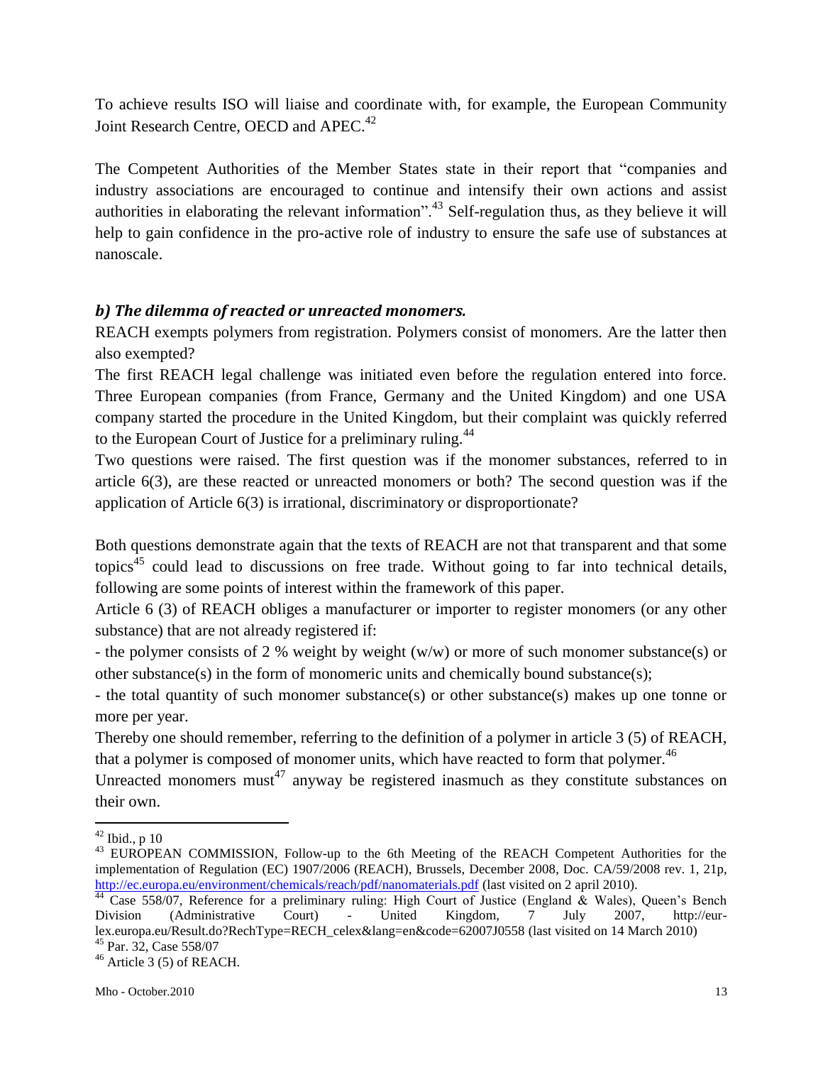To achieve results ISO will liaise and coordinate with, for example, the European Community Joint Research Centre, OECD and APEC.[42]

The Competent Authorities of the Member States state in their report that "companies and industry associations are encouraged to continue and intensify their own actions and assist authorities in elaborating the relevant information".[43] Self-regulation thus, as they believe it will help to gain confidence in the pro-active role of industry to ensure the safe use of substances at nanoscale.

### *b) The dilemma of reacted or unreacted monomers.*

REACH exempts polymers from registration. Polymers consist of monomers. Are the latter then also exempted?

The first REACH legal challenge was initiated even before the regulation entered into force. Three European companies (from France, Germany and the United Kingdom) and one USA company started the procedure in the United Kingdom, but their complaint was quickly referred to the European Court of Justice for a preliminary ruling.[44]

Two questions were raised. The first question was if the monomer substances, referred to in article 6(3), are these reacted or unreacted monomers or both? The second question was if the application of Article 6(3) is irrational, discriminatory or disproportionate?

Both questions demonstrate again that the texts of REACH are not that transparent and that some topics[45] could lead to discussions on free trade. Without going to far into technical details, following are some points of interest within the framework of this paper.

Article 6 (3) of REACH obliges a manufacturer or importer to register monomers (or any other substance) that are not already registered if:

- the polymer consists of 2 % weight by weight (w/w) or more of such monomer substance(s) or other substance(s) in the form of monomeric units and chemically bound substance(s);
- the total quantity of such monomer substance(s) or other substance(s) makes up one tonne or more per year.

Thereby one should remember, referring to the definition of a polymer in article 3 (5) of REACH, that a polymer is composed of monomer units, which have reacted to form that polymer.[46]

Unreacted monomers must[47] anyway be registered inasmuch as they constitute substances on their own.

---

[42] Ibid., p 10

[43] EUROPEAN COMMISSION, Follow-up to the 6th Meeting of the REACH Competent Authorities for the implementation of Regulation (EC) 1907/2006 (REACH), Brussels, December 2008, Doc. CA/59/2008 rev. 1, 21p, http://ec.europa.eu/environment/chemicals/reach/pdf/nanomaterials.pdf (last visited on 2 april 2010).

[44] Case 558/07, Reference for a preliminary ruling: High Court of Justice (England & Wales), Queen's Bench Division (Administrative Court) - United Kingdom, 7 July 2007, http://eur-lex.europa.eu/Result.do?RechType=RECH_celex&lang=en&code=62007J0558 (last visited on 14 March 2010)

[45] Par. 32, Case 558/07

[46] Article 3 (5) of REACH.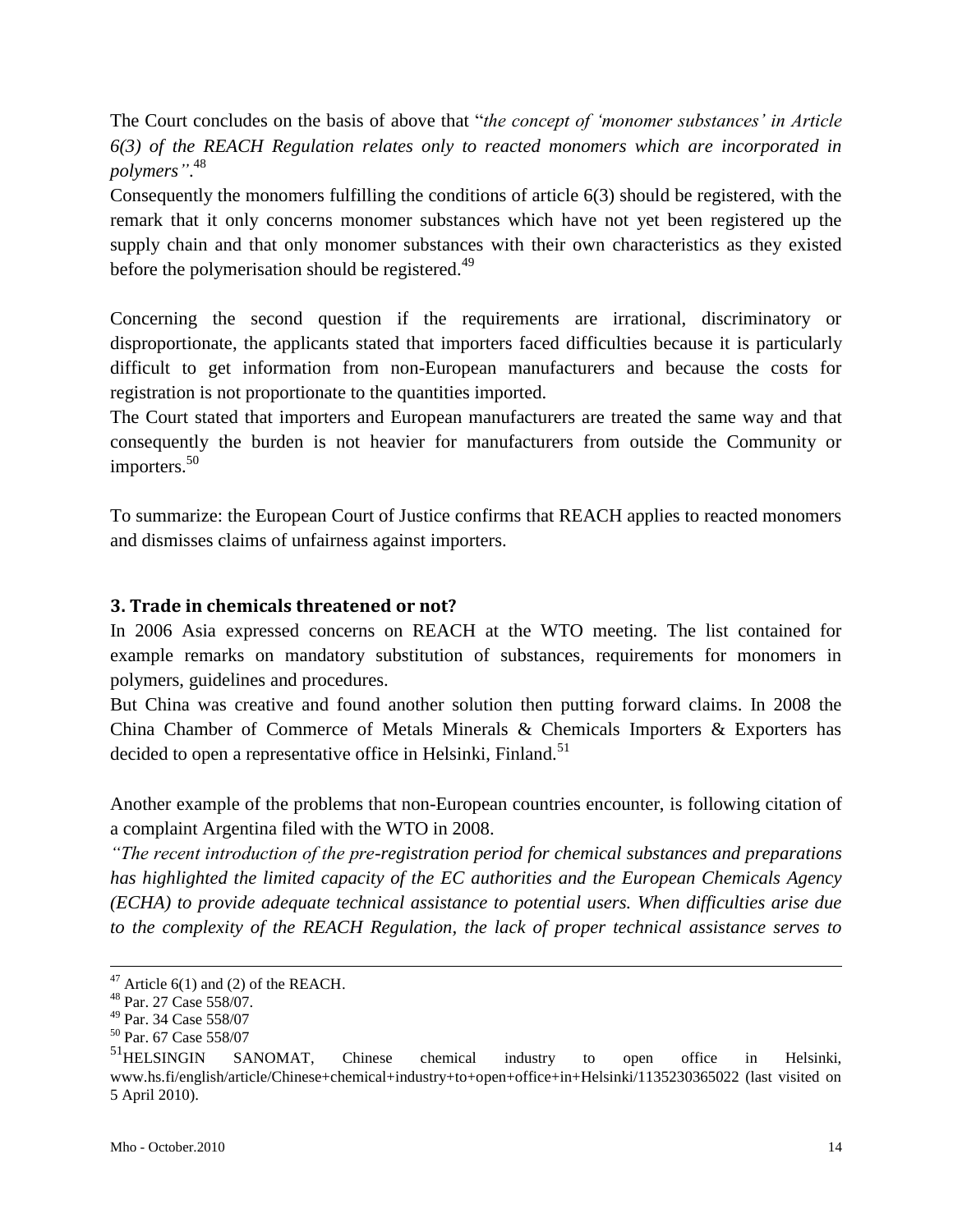The Court concludes on the basis of above that "*the concept of 'monomer substances' in Article 6(3) of the REACH Regulation relates only to reacted monomers which are incorporated in polymers"*.[48]

Consequently the monomers fulfilling the conditions of article 6(3) should be registered, with the remark that it only concerns monomer substances which have not yet been registered up the supply chain and that only monomer substances with their own characteristics as they existed before the polymerisation should be registered.[49]

Concerning the second question if the requirements are irrational, discriminatory or disproportionate, the applicants stated that importers faced difficulties because it is particularly difficult to get information from non-European manufacturers and because the costs for registration is not proportionate to the quantities imported.

The Court stated that importers and European manufacturers are treated the same way and that consequently the burden is not heavier for manufacturers from outside the Community or importers.[50]

To summarize: the European Court of Justice confirms that REACH applies to reacted monomers and dismisses claims of unfairness against importers.

## 3. Trade in chemicals threatened or not?

In 2006 Asia expressed concerns on REACH at the WTO meeting. The list contained for example remarks on mandatory substitution of substances, requirements for monomers in polymers, guidelines and procedures.

But China was creative and found another solution then putting forward claims. In 2008 the China Chamber of Commerce of Metals Minerals & Chemicals Importers & Exporters has decided to open a representative office in Helsinki, Finland.[51]

Another example of the problems that non-European countries encounter, is following citation of a complaint Argentina filed with the WTO in 2008.

*"The recent introduction of the pre-registration period for chemical substances and preparations has highlighted the limited capacity of the EC authorities and the European Chemicals Agency (ECHA) to provide adequate technical assistance to potential users. When difficulties arise due to the complexity of the REACH Regulation, the lack of proper technical assistance serves to*

---

[47] Article 6(1) and (2) of the REACH.

[48] Par. 27 Case 558/07.

[49] Par. 34 Case 558/07

[50] Par. 67 Case 558/07

[51] HELSINGIN SANOMAT, Chinese chemical industry to open office in Helsinki, www.hs.fi/english/article/Chinese+chemical+industry+to+open+office+in+Helsinki/1135230365022 (last visited on 5 April 2010).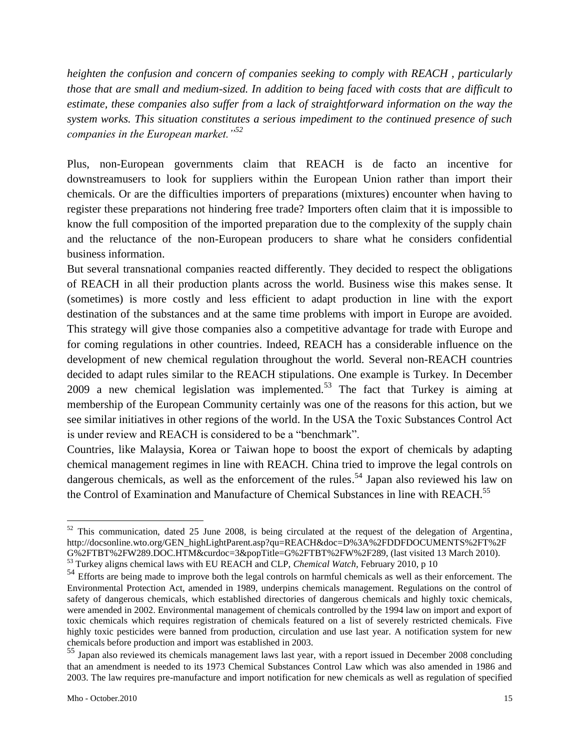*heighten the confusion and concern of companies seeking to comply with REACH , particularly those that are small and medium-sized. In addition to being faced with costs that are difficult to estimate, these companies also suffer from a lack of straightforward information on the way the system works. This situation constitutes a serious impediment to the continued presence of such companies in the European market."*[52]

Plus, non-European governments claim that REACH is de facto an incentive for downstreamusers to look for suppliers within the European Union rather than import their chemicals. Or are the difficulties importers of preparations (mixtures) encounter when having to register these preparations not hindering free trade? Importers often claim that it is impossible to know the full composition of the imported preparation due to the complexity of the supply chain and the reluctance of the non-European producers to share what he considers confidential business information.

But several transnational companies reacted differently. They decided to respect the obligations of REACH in all their production plants across the world. Business wise this makes sense. It (sometimes) is more costly and less efficient to adapt production in line with the export destination of the substances and at the same time problems with import in Europe are avoided. This strategy will give those companies also a competitive advantage for trade with Europe and for coming regulations in other countries. Indeed, REACH has a considerable influence on the development of new chemical regulation throughout the world. Several non-REACH countries decided to adapt rules similar to the REACH stipulations. One example is Turkey. In December 2009 a new chemical legislation was implemented.[53] The fact that Turkey is aiming at membership of the European Community certainly was one of the reasons for this action, but we see similar initiatives in other regions of the world. In the USA the Toxic Substances Control Act is under review and REACH is considered to be a "benchmark".

Countries, like Malaysia, Korea or Taiwan hope to boost the export of chemicals by adapting chemical management regimes in line with REACH. China tried to improve the legal controls on dangerous chemicals, as well as the enforcement of the rules.[54] Japan also reviewed his law on the Control of Examination and Manufacture of Chemical Substances in line with REACH.[55]

---

[52] This communication, dated 25 June 2008, is being circulated at the request of the delegation of Argentina, http://docsonline.wto.org/GEN_highLightParent.asp?qu=REACH&doc=D%3A%2FDDFDOCUMENTS%2FT%2FG%2FTBT%2FW289.DOC.HTM&curdoc=3&popTitle=G%2FTBT%2FW%2F289, (last visited 13 March 2010).

[53] Turkey aligns chemical laws with EU REACH and CLP, *Chemical Watch*, February 2010, p 10

[54] Efforts are being made to improve both the legal controls on harmful chemicals as well as their enforcement. The Environmental Protection Act, amended in 1989, underpins chemicals management. Regulations on the control of safety of dangerous chemicals, which established directories of dangerous chemicals and highly toxic chemicals, were amended in 2002. Environmental management of chemicals controlled by the 1994 law on import and export of toxic chemicals which requires registration of chemicals featured on a list of severely restricted chemicals. Five highly toxic pesticides were banned from production, circulation and use last year. A notification system for new chemicals before production and import was established in 2003.

[55] Japan also reviewed its chemicals management laws last year, with a report issued in December 2008 concluding that an amendment is needed to its 1973 Chemical Substances Control Law which was also amended in 1986 and 2003. The law requires pre-manufacture and import notification for new chemicals as well as regulation of specified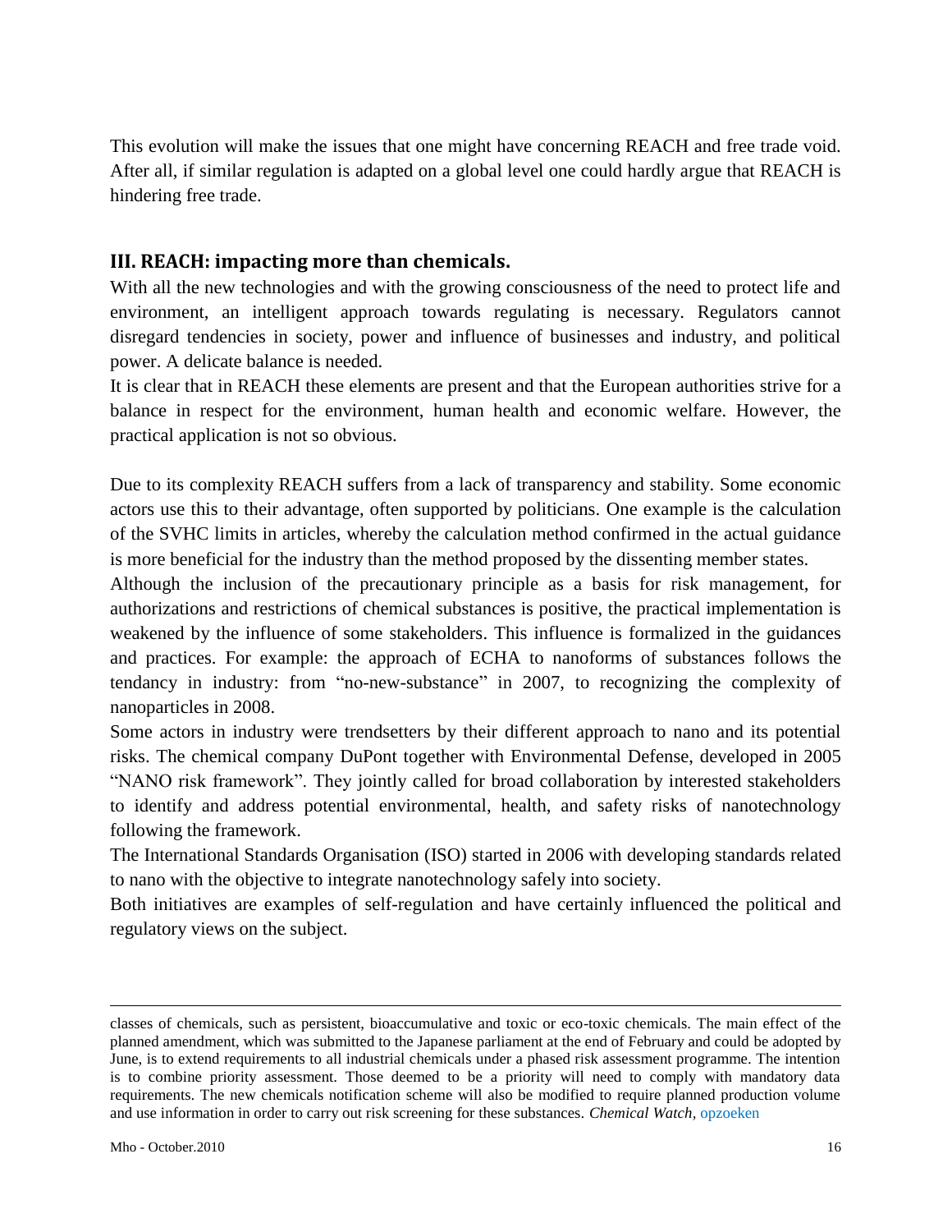This evolution will make the issues that one might have concerning REACH and free trade void. After all, if similar regulation is adapted on a global level one could hardly argue that REACH is hindering free trade.

## III. REACH: impacting more than chemicals.

With all the new technologies and with the growing consciousness of the need to protect life and environment, an intelligent approach towards regulating is necessary. Regulators cannot disregard tendencies in society, power and influence of businesses and industry, and political power. A delicate balance is needed.

It is clear that in REACH these elements are present and that the European authorities strive for a balance in respect for the environment, human health and economic welfare. However, the practical application is not so obvious.

Due to its complexity REACH suffers from a lack of transparency and stability. Some economic actors use this to their advantage, often supported by politicians. One example is the calculation of the SVHC limits in articles, whereby the calculation method confirmed in the actual guidance is more beneficial for the industry than the method proposed by the dissenting member states.

Although the inclusion of the precautionary principle as a basis for risk management, for authorizations and restrictions of chemical substances is positive, the practical implementation is weakened by the influence of some stakeholders. This influence is formalized in the guidances and practices. For example: the approach of ECHA to nanoforms of substances follows the tendancy in industry: from "no-new-substance" in 2007, to recognizing the complexity of nanoparticles in 2008.

Some actors in industry were trendsetters by their different approach to nano and its potential risks. The chemical company DuPont together with Environmental Defense, developed in 2005 "NANO risk framework". They jointly called for broad collaboration by interested stakeholders to identify and address potential environmental, health, and safety risks of nanotechnology following the framework.

The International Standards Organisation (ISO) started in 2006 with developing standards related to nano with the objective to integrate nanotechnology safely into society.

Both initiatives are examples of self-regulation and have certainly influenced the political and regulatory views on the subject.

---

classes of chemicals, such as persistent, bioaccumulative and toxic or eco-toxic chemicals. The main effect of the planned amendment, which was submitted to the Japanese parliament at the end of February and could be adopted by June, is to extend requirements to all industrial chemicals under a phased risk assessment programme. The intention is to combine priority assessment. Those deemed to be a priority will need to comply with mandatory data requirements. The new chemicals notification scheme will also be modified to require planned production volume and use information in order to carry out risk screening for these substances. *Chemical Watch,* opzoeken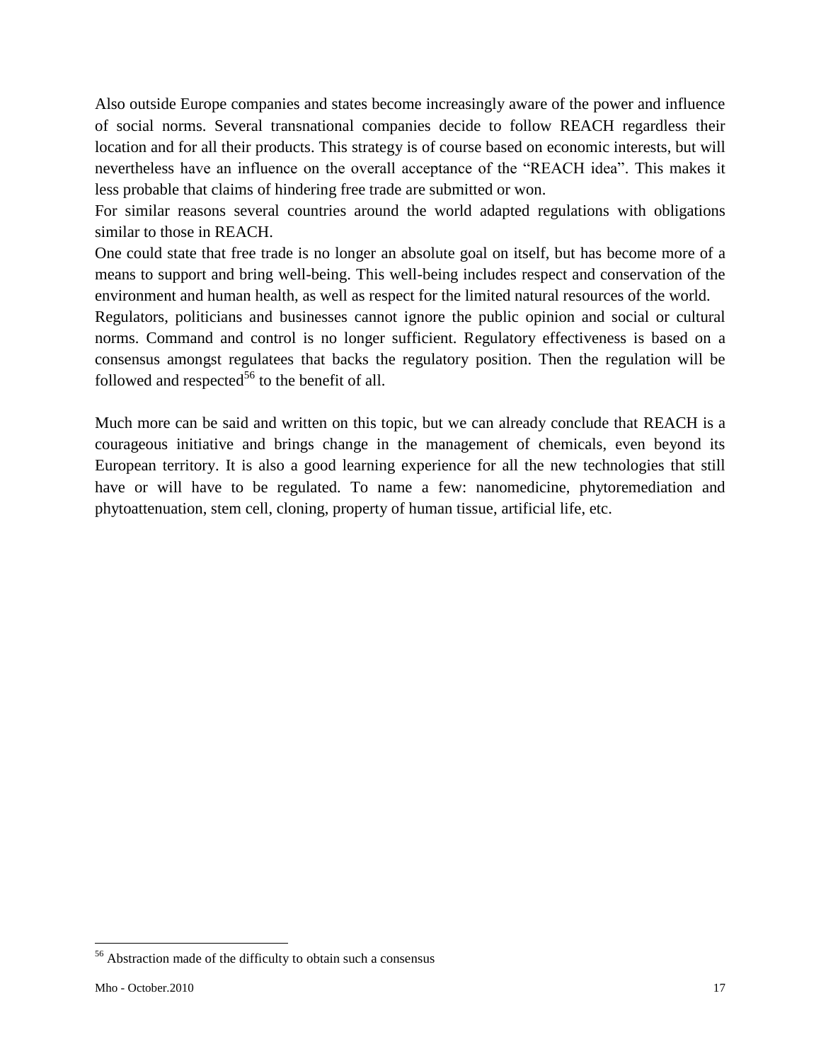Also outside Europe companies and states become increasingly aware of the power and influence of social norms. Several transnational companies decide to follow REACH regardless their location and for all their products. This strategy is of course based on economic interests, but will nevertheless have an influence on the overall acceptance of the "REACH idea". This makes it less probable that claims of hindering free trade are submitted or won.

For similar reasons several countries around the world adapted regulations with obligations similar to those in REACH.

One could state that free trade is no longer an absolute goal on itself, but has become more of a means to support and bring well-being. This well-being includes respect and conservation of the environment and human health, as well as respect for the limited natural resources of the world.

Regulators, politicians and businesses cannot ignore the public opinion and social or cultural norms. Command and control is no longer sufficient. Regulatory effectiveness is based on a consensus amongst regulatees that backs the regulatory position. Then the regulation will be followed and respected[56] to the benefit of all.

Much more can be said and written on this topic, but we can already conclude that REACH is a courageous initiative and brings change in the management of chemicals, even beyond its European territory. It is also a good learning experience for all the new technologies that still have or will have to be regulated. To name a few: nanomedicine, phytoremediation and phytoattenuation, stem cell, cloning, property of human tissue, artificial life, etc.

---

[56] Abstraction made of the difficulty to obtain such a consensus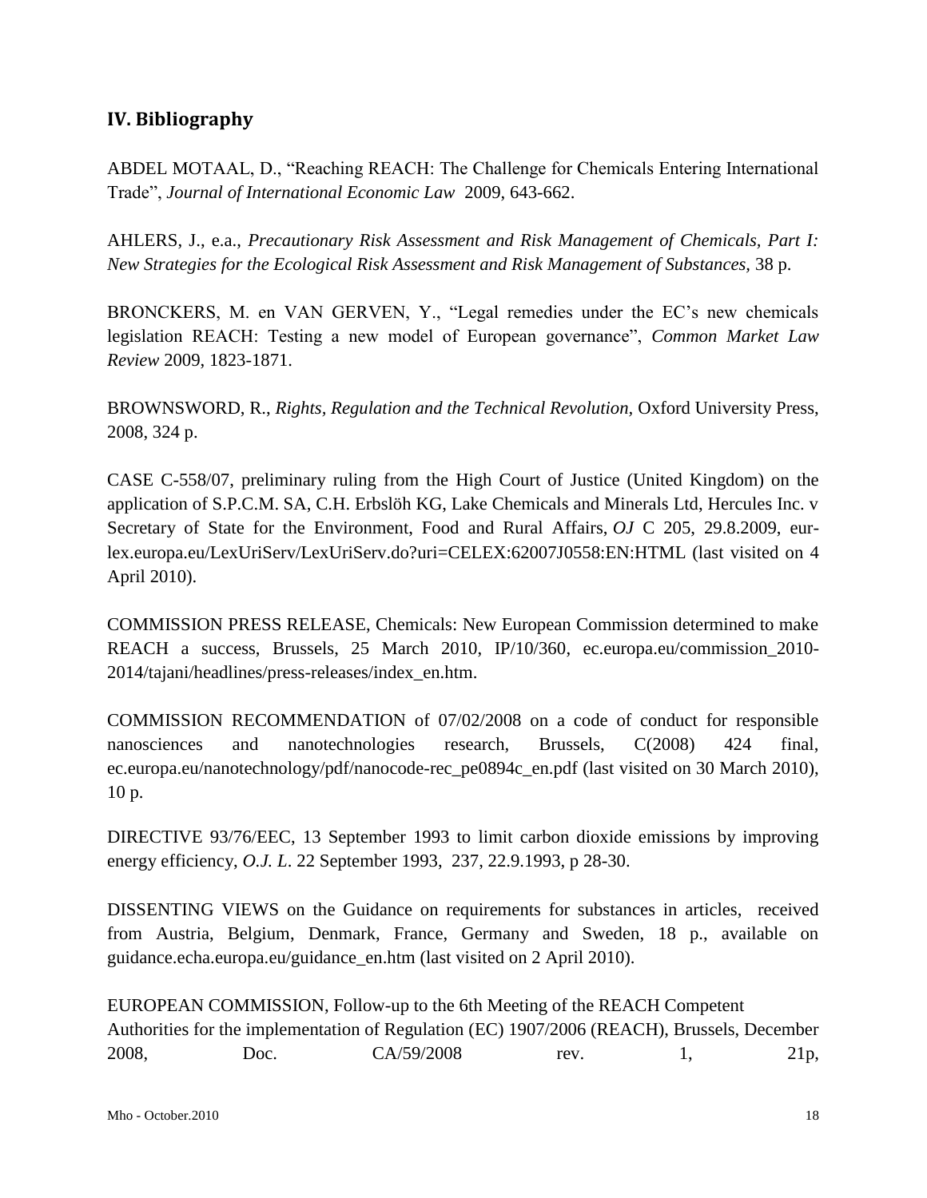## IV. Bibliography

ABDEL MOTAAL, D., "Reaching REACH: The Challenge for Chemicals Entering International Trade", *Journal of International Economic Law* 2009, 643-662.

AHLERS, J., e.a., *Precautionary Risk Assessment and Risk Management of Chemicals, Part I: New Strategies for the Ecological Risk Assessment and Risk Management of Substances*, 38 p.

BRONCKERS, M. en VAN GERVEN, Y., "Legal remedies under the EC's new chemicals legislation REACH: Testing a new model of European governance", *Common Market Law Review* 2009, 1823-1871.

BROWNSWORD, R., *Rights, Regulation and the Technical Revolution*, Oxford University Press, 2008, 324 p.

CASE C-558/07, preliminary ruling from the High Court of Justice (United Kingdom) on the application of S.P.C.M. SA, C.H. Erbslöh KG, Lake Chemicals and Minerals Ltd, Hercules Inc. v Secretary of State for the Environment, Food and Rural Affairs, *OJ* C 205, 29.8.2009, eur-lex.europa.eu/LexUriServ/LexUriServ.do?uri=CELEX:62007J0558:EN:HTML (last visited on 4 April 2010).

COMMISSION PRESS RELEASE, Chemicals: New European Commission determined to make REACH a success, Brussels, 25 March 2010, IP/10/360, ec.europa.eu/commission_2010-2014/tajani/headlines/press-releases/index_en.htm.

COMMISSION RECOMMENDATION of 07/02/2008 on a code of conduct for responsible nanosciences and nanotechnologies research, Brussels, C(2008) 424 final, ec.europa.eu/nanotechnology/pdf/nanocode-rec_pe0894c_en.pdf (last visited on 30 March 2010), 10 p.

DIRECTIVE 93/76/EEC, 13 September 1993 to limit carbon dioxide emissions by improving energy efficiency, *O.J. L*. 22 September 1993, 237, 22.9.1993, p 28-30.

DISSENTING VIEWS on the Guidance on requirements for substances in articles, received from Austria, Belgium, Denmark, France, Germany and Sweden, 18 p., available on guidance.echa.europa.eu/guidance_en.htm (last visited on 2 April 2010).

EUROPEAN COMMISSION, Follow-up to the 6th Meeting of the REACH Competent Authorities for the implementation of Regulation (EC) 1907/2006 (REACH), Brussels, December 2008, Doc. CA/59/2008 rev. 1, 21p,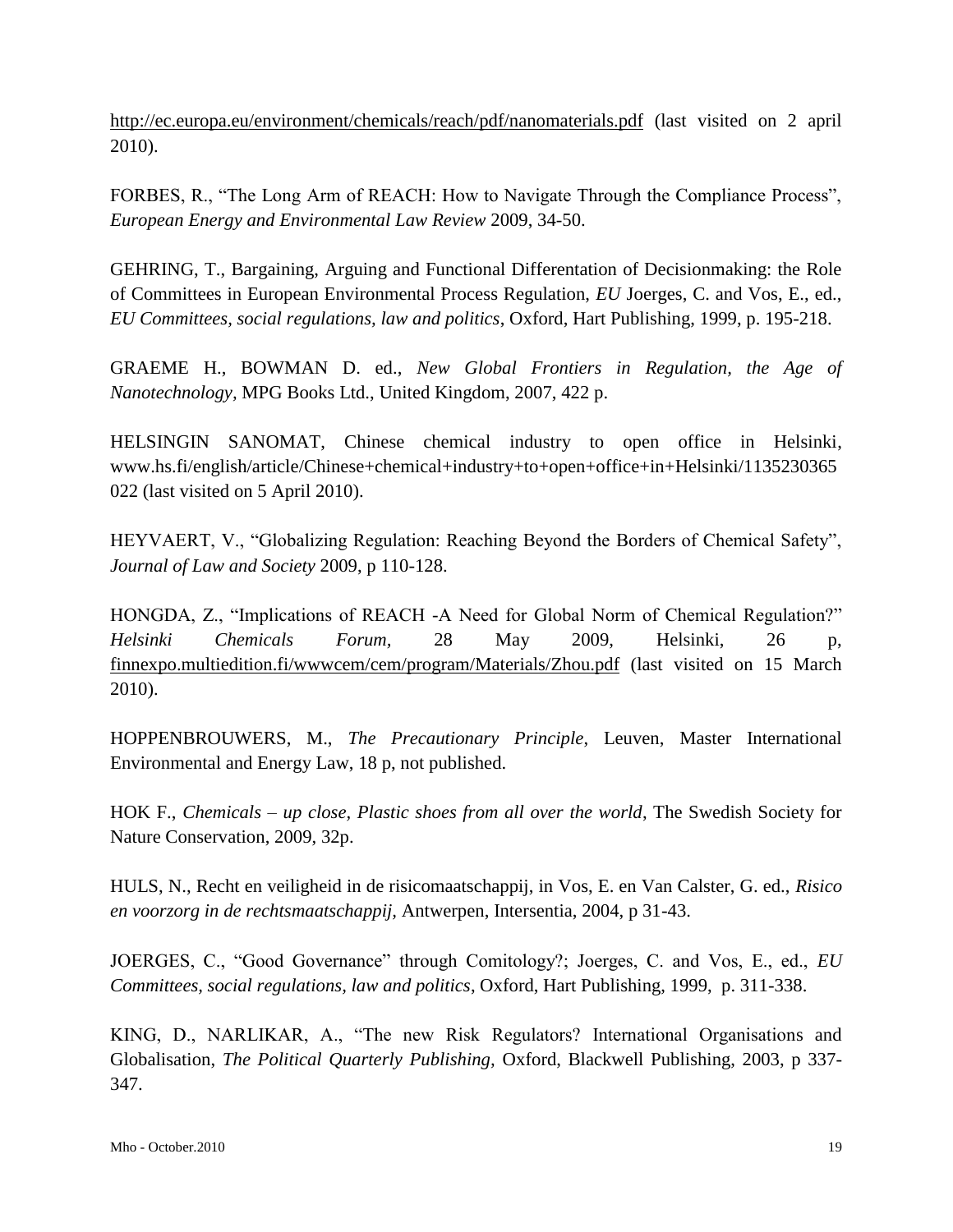http://ec.europa.eu/environment/chemicals/reach/pdf/nanomaterials.pdf (last visited on 2 april 2010).

FORBES, R., "The Long Arm of REACH: How to Navigate Through the Compliance Process", *European Energy and Environmental Law Review* 2009, 34-50.

GEHRING, T., Bargaining, Arguing and Functional Differentation of Decisionmaking: the Role of Committees in European Environmental Process Regulation, *EU* Joerges, C. and Vos, E., ed., *EU Committees, social regulations, law and politics*, Oxford, Hart Publishing, 1999, p. 195-218.

GRAEME H., BOWMAN D. ed., *New Global Frontiers in Regulation, the Age of Nanotechnology,* MPG Books Ltd., United Kingdom, 2007, 422 p.

HELSINGIN SANOMAT, Chinese chemical industry to open office in Helsinki, www.hs.fi/english/article/Chinese+chemical+industry+to+open+office+in+Helsinki/1135230365022 (last visited on 5 April 2010).

HEYVAERT, V., "Globalizing Regulation: Reaching Beyond the Borders of Chemical Safety", *Journal of Law and Society* 2009, p 110-128.

HONGDA, Z., "Implications of REACH -A Need for Global Norm of Chemical Regulation?" *Helsinki Chemicals Forum,* 28 May 2009, Helsinki, 26 p, finnexpo.multiedition.fi/wwwcem/cem/program/Materials/Zhou.pdf (last visited on 15 March 2010).

HOPPENBROUWERS, M., *The Precautionary Principle*, Leuven, Master International Environmental and Energy Law, 18 p, not published.

HOK F., *Chemicals – up close, Plastic shoes from all over the world*, The Swedish Society for Nature Conservation, 2009, 32p.

HULS, N., Recht en veiligheid in de risicomaatschappij, in Vos, E. en Van Calster, G. ed., *Risico en voorzorg in de rechtsmaatschappij,* Antwerpen, Intersentia, 2004, p 31-43.

JOERGES, C., "Good Governance" through Comitology?; Joerges, C. and Vos, E., ed., *EU Committees, social regulations, law and politics*, Oxford, Hart Publishing, 1999, p. 311-338.

KING, D., NARLIKAR, A., "The new Risk Regulators? International Organisations and Globalisation, *The Political Quarterly Publishing,* Oxford, Blackwell Publishing, 2003, p 337-347.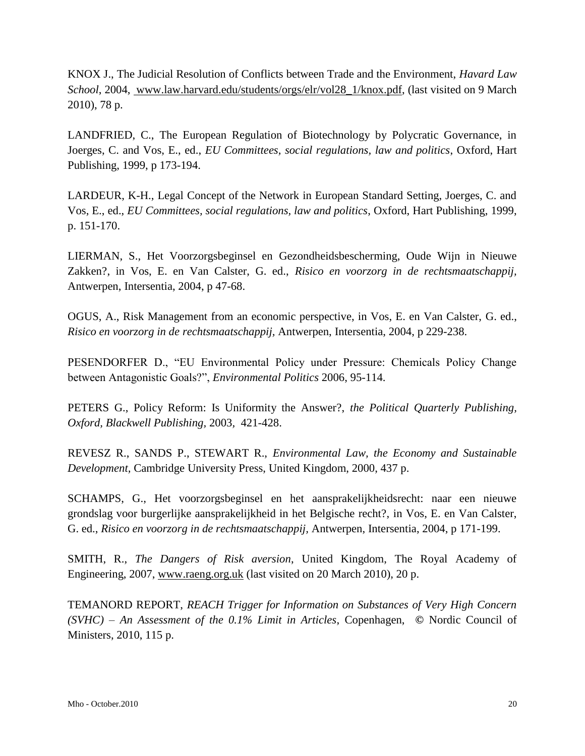KNOX J., The Judicial Resolution of Conflicts between Trade and the Environment, *Havard Law School*, 2004, www.law.harvard.edu/students/orgs/elr/vol28_1/knox.pdf, (last visited on 9 March 2010), 78 p.

LANDFRIED, C., The European Regulation of Biotechnology by Polycratic Governance, in Joerges, C. and Vos, E., ed., *EU Committees, social regulations, law and politics*, Oxford, Hart Publishing, 1999, p 173-194.

LARDEUR, K-H., Legal Concept of the Network in European Standard Setting, Joerges, C. and Vos, E., ed., *EU Committees, social regulations, law and politics*, Oxford, Hart Publishing, 1999, p. 151-170.

LIERMAN, S., Het Voorzorgsbeginsel en Gezondheidsbescherming, Oude Wijn in Nieuwe Zakken?, in Vos, E. en Van Calster, G. ed., *Risico en voorzorg in de rechtsmaatschappij*, Antwerpen, Intersentia, 2004, p 47-68.

OGUS, A., Risk Management from an economic perspective, in Vos, E. en Van Calster, G. ed., *Risico en voorzorg in de rechtsmaatschappij*, Antwerpen, Intersentia, 2004, p 229-238.

PESENDORFER D., "EU Environmental Policy under Pressure: Chemicals Policy Change between Antagonistic Goals?", *Environmental Politics* 2006, 95-114.

PETERS G., Policy Reform: Is Uniformity the Answer?, *the Political Quarterly Publishing, Oxford, Blackwell Publishing,* 2003, 421-428.

REVESZ R., SANDS P., STEWART R., *Environmental Law, the Economy and Sustainable Development,* Cambridge University Press, United Kingdom, 2000, 437 p.

SCHAMPS, G., Het voorzorgsbeginsel en het aansprakelijkheidsrecht: naar een nieuwe grondslag voor burgerlijke aansprakelijkheid in het Belgische recht?, in Vos, E. en Van Calster, G. ed., *Risico en voorzorg in de rechtsmaatschappij,* Antwerpen, Intersentia, 2004, p 171-199.

SMITH, R., *The Dangers of Risk aversion*, United Kingdom, The Royal Academy of Engineering, 2007, www.raeng.org.uk (last visited on 20 March 2010), 20 p.

TEMANORD REPORT, *REACH Trigger for Information on Substances of Very High Concern (SVHC) – An Assessment of the 0.1% Limit in Articles*, Copenhagen, © Nordic Council of Ministers, 2010, 115 p.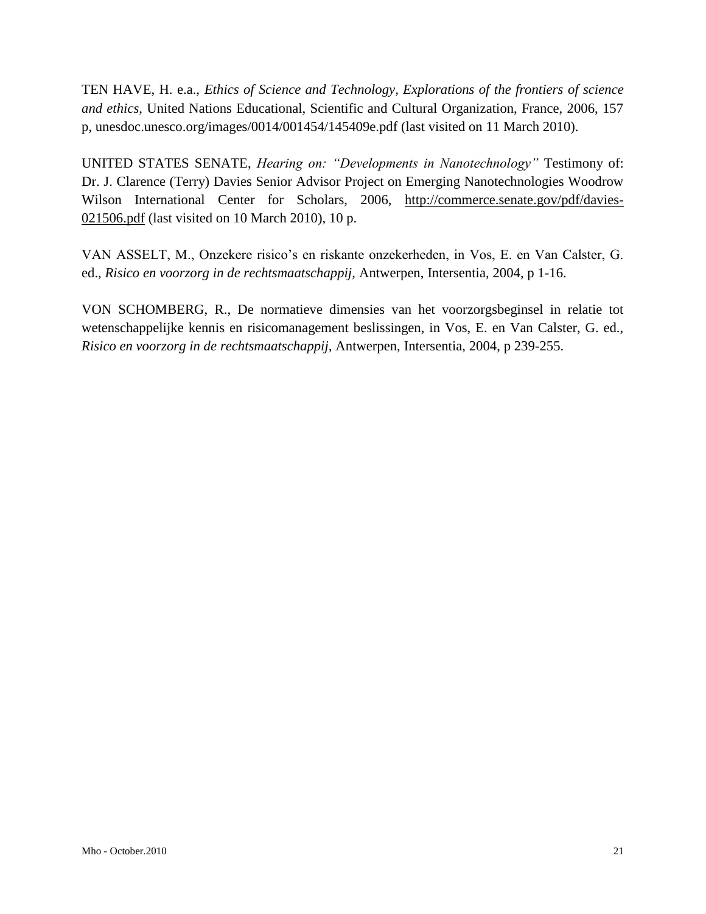TEN HAVE, H. e.a., *Ethics of Science and Technology, Explorations of the frontiers of science and ethics*, United Nations Educational, Scientific and Cultural Organization, France, 2006, 157 p, unesdoc.unesco.org/images/0014/001454/145409e.pdf (last visited on 11 March 2010).

UNITED STATES SENATE, *Hearing on: "Developments in Nanotechnology"* Testimony of: Dr. J. Clarence (Terry) Davies Senior Advisor Project on Emerging Nanotechnologies Woodrow Wilson International Center for Scholars, 2006, http://commerce.senate.gov/pdf/davies-021506.pdf (last visited on 10 March 2010), 10 p.

VAN ASSELT, M., Onzekere risico's en riskante onzekerheden, in Vos, E. en Van Calster, G. ed., *Risico en voorzorg in de rechtsmaatschappij*, Antwerpen, Intersentia, 2004, p 1-16.

VON SCHOMBERG, R., De normatieve dimensies van het voorzorgsbeginsel in relatie tot wetenschappelijke kennis en risicomanagement beslissingen, in Vos, E. en Van Calster, G. ed., *Risico en voorzorg in de rechtsmaatschappij*, Antwerpen, Intersentia, 2004, p 239-255.